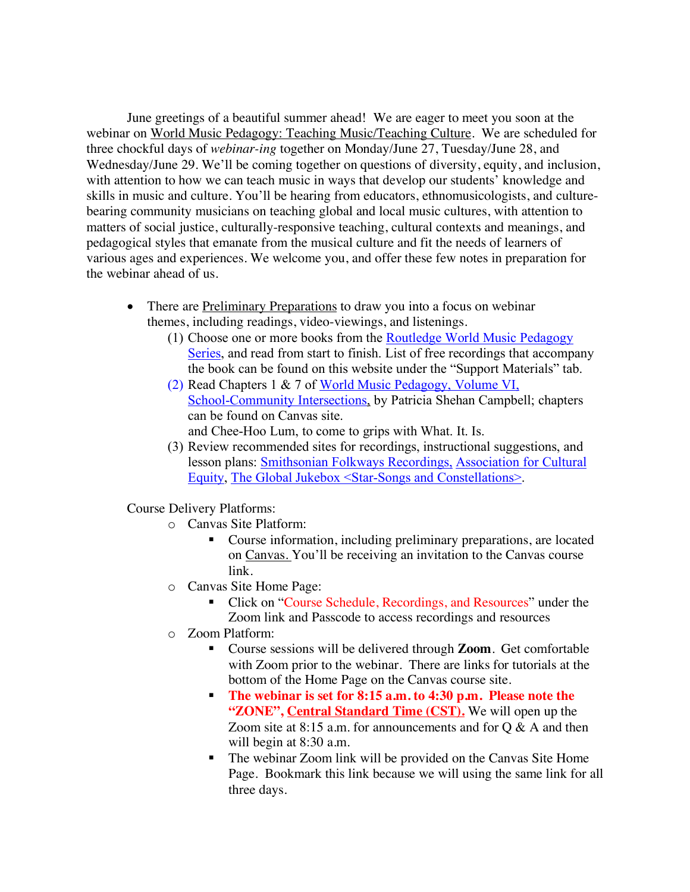June greetings of a beautiful summer ahead! We are eager to meet you soon at the webinar on World Music Pedagogy: Teaching Music/Teaching Culture. We are scheduled for three chockful days of *webinar-ing* together on Monday/June 27, Tuesday/June 28, and Wednesday/June 29. We'll be coming together on questions of diversity, equity, and inclusion, with attention to how we can teach music in ways that develop our students' knowledge and skills in music and culture. You'll be hearing from educators, ethnomusicologists, and culture-bearing community musicians on teaching global and local music cultures, with attention to matters of social justice, culturally-responsive teaching, cultural contexts and meanings, and pedagogical styles that emanate from the musical culture and fit the needs of learners of various ages and experiences. We welcome you, and offer these few notes in preparation for the webinar ahead of us.

- There are Preliminary Preparations to draw you into a focus on webinar themes, including readings, video-viewings, and listenings.
  1. Choose one or more books from the Routledge World Music Pedagogy Series, and read from start to finish. List of free recordings that accompany the book can be found on this website under the "Support Materials" tab.
  2. Read Chapters 1 & 7 of World Music Pedagogy, Volume VI, School-Community Intersections, by Patricia Shehan Campbell; chapters can be found on Canvas site.
     and Chee-Hoo Lum, to come to grips with What. It. Is.
  3. Review recommended sites for recordings, instructional suggestions, and lesson plans: Smithsonian Folkways Recordings, Association for Cultural Equity, The Global Jukebox <Star-Songs and Constellations>.

Course Delivery Platforms:

- Canvas Site Platform:
  - Course information, including preliminary preparations, are located on Canvas. You'll be receiving an invitation to the Canvas course link.
- Canvas Site Home Page:
  - Click on "Course Schedule, Recordings, and Resources" under the Zoom link and Passcode to access recordings and resources
- Zoom Platform:
  - Course sessions will be delivered through **Zoom**. Get comfortable with Zoom prior to the webinar. There are links for tutorials at the bottom of the Home Page on the Canvas course site.
  - **The webinar is set for 8:15 a.m. to 4:30 p.m. Please note the "ZONE", Central Standard Time (CST).** We will open up the Zoom site at 8:15 a.m. for announcements and for Q & A and then will begin at 8:30 a.m.
  - The webinar Zoom link will be provided on the Canvas Site Home Page. Bookmark this link because we will using the same link for all three days.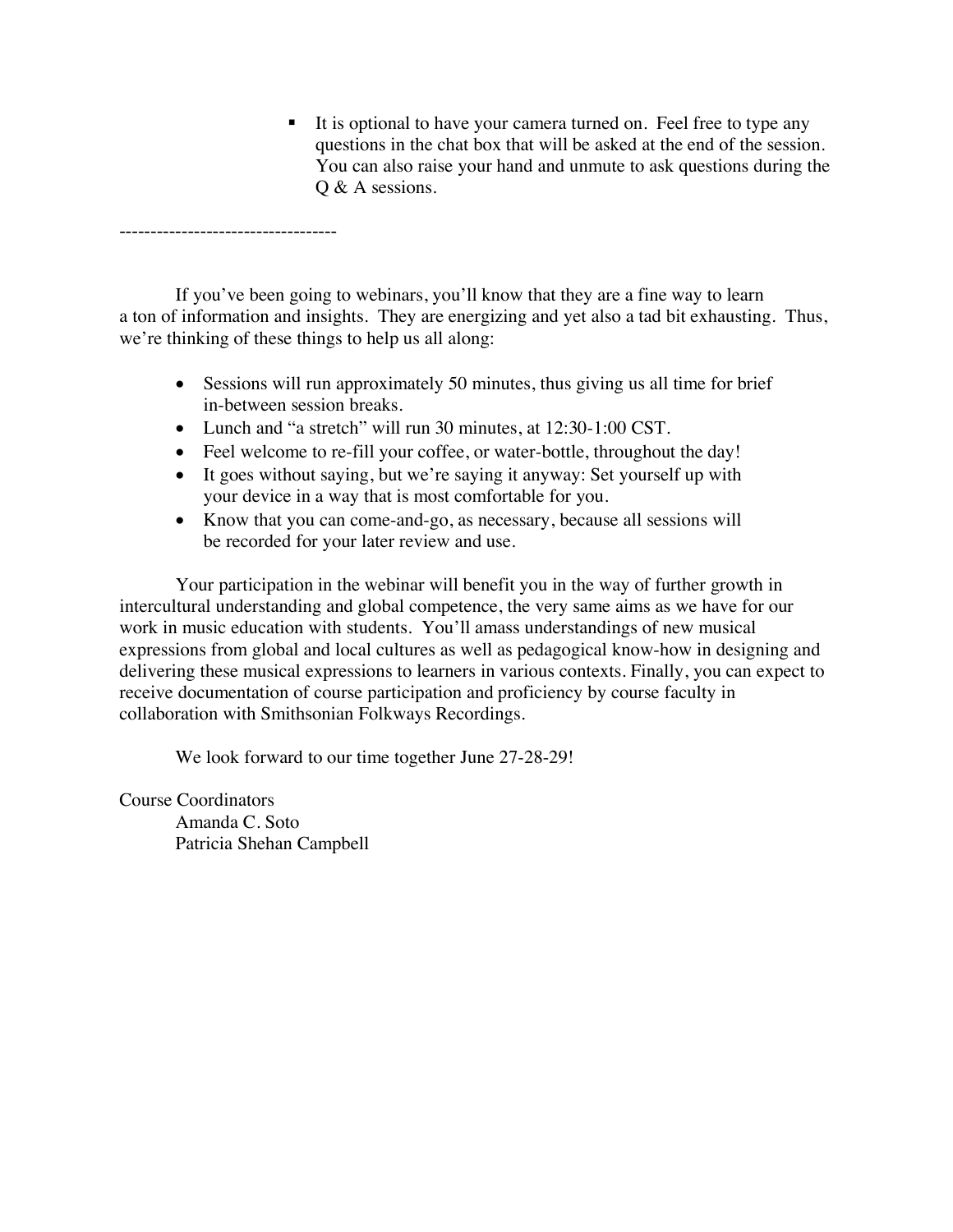- It is optional to have your camera turned on. Feel free to type any questions in the chat box that will be asked at the end of the session. You can also raise your hand and unmute to ask questions during the Q & A sessions.

-----------------------------------

If you've been going to webinars, you'll know that they are a fine way to learn a ton of information and insights. They are energizing and yet also a tad bit exhausting. Thus, we're thinking of these things to help us all along:

- Sessions will run approximately 50 minutes, thus giving us all time for brief in-between session breaks.
- Lunch and "a stretch" will run 30 minutes, at 12:30-1:00 CST.
- Feel welcome to re-fill your coffee, or water-bottle, throughout the day!
- It goes without saying, but we're saying it anyway: Set yourself up with your device in a way that is most comfortable for you.
- Know that you can come-and-go, as necessary, because all sessions will be recorded for your later review and use.

Your participation in the webinar will benefit you in the way of further growth in intercultural understanding and global competence, the very same aims as we have for our work in music education with students. You'll amass understandings of new musical expressions from global and local cultures as well as pedagogical know-how in designing and delivering these musical expressions to learners in various contexts. Finally, you can expect to receive documentation of course participation and proficiency by course faculty in collaboration with Smithsonian Folkways Recordings.

We look forward to our time together June 27-28-29!

Course Coordinators
Amanda C. Soto
Patricia Shehan Campbell